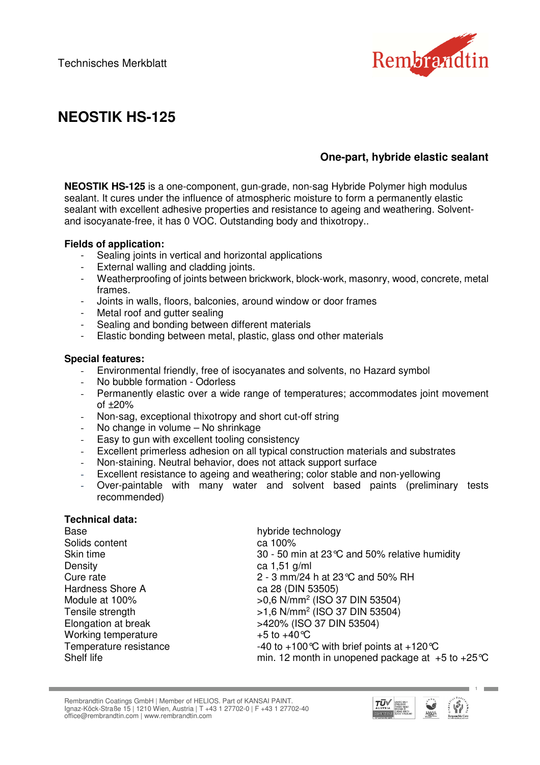Technisches Merkblatt

# NEOSTIK HS-125

## One-part, hybride elastic sealant

**NEOSTIK HS-125** is a one-component, gun-grade, non-sag Hybride Polymer high modulus sealant. It cures under the influence of atmospheric moisture to form a permanently elastic sealant with excellent adhesive properties and resistance to ageing and weathering. Solvent- and isocyanate-free, it has 0 VOC. Outstanding body and thixotropy..

**Fields of application:**

- Sealing joints in vertical and horizontal applications
- External walling and cladding joints.
- Weatherproofing of joints between brickwork, block-work, masonry, wood, concrete, metal frames.
- Joints in walls, floors, balconies, around window or door frames
- Metal roof and gutter sealing
- Sealing and bonding between different materials
- Elastic bonding between metal, plastic, glass ond other materials

**Special features:**

- Environmental friendly, free of isocyanates and solvents, no Hazard symbol
- No bubble formation - Odorless
- Permanently elastic over a wide range of temperatures; accommodates joint movement of ±20%
- Non-sag, exceptional thixotropy and short cut-off string
- No change in volume – No shrinkage
- Easy to gun with excellent tooling consistency
- Excellent primerless adhesion on all typical construction materials and substrates
- Non-staining. Neutral behavior, does not attack support surface
- Excellent resistance to ageing and weathering; color stable and non-yellowing
- Over-paintable with many water and solvent based paints (preliminary tests recommended)

**Technical data:**

| | |
|---|---|
| Base | hybride technology |
| Solids content | ca 100% |
| Skin time | 30 - 50 min at 23°C and 50% relative humidity |
| Density | ca 1,51 g/ml |
| Cure rate | 2 - 3 mm/24 h at 23°C and 50% RH |
| Hardness Shore A | ca 28 (DIN 53505) |
| Module at 100% | >0,6 N/mm$^2$ (ISO 37 DIN 53504) |
| Tensile strength | >1,6 N/mm$^2$ (ISO 37 DIN 53504) |
| Elongation at break | >420% (ISO 37 DIN 53504) |
| Working temperature | +5 to +40°C |
| Temperature resistance | -40 to +100°C with brief points at +120°C |
| Shelf life | min. 12 month in unopened package at +5 to +25°C |

Rembrandtin Coatings GmbH | Member of HELIOS. Part of KANSAI PAINT.
Ignaz-Köck-Straße 15 | 1210 Wien, Austria | T +43 1 27702-0 | F +43 1 27702-40
office@rembrandtin.com | www.rembrandtin.com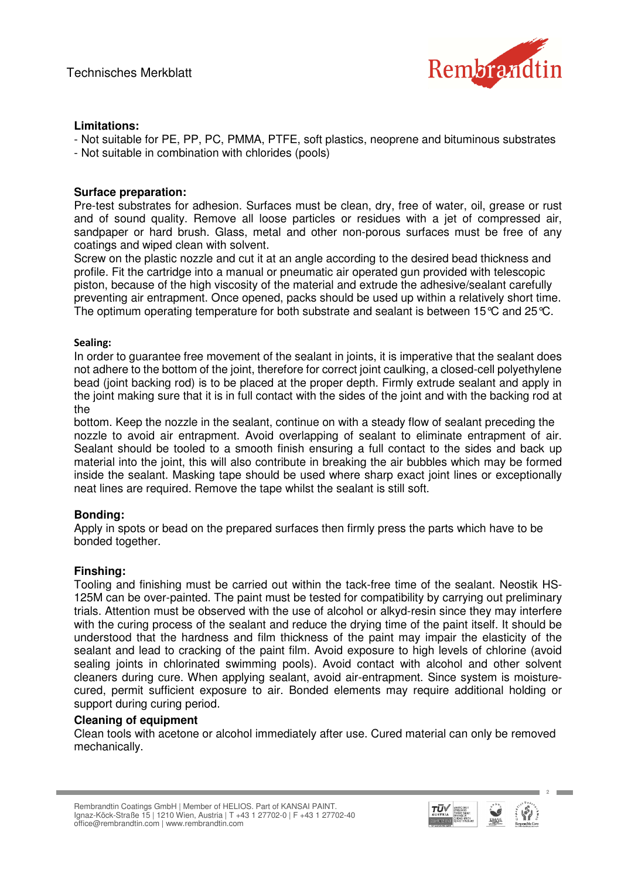**Limitations:**

- Not suitable for PE, PP, PC, PMMA, PTFE, soft plastics, neoprene and bituminous substrates
- Not suitable in combination with chlorides (pools)

**Surface preparation:**

Pre-test substrates for adhesion. Surfaces must be clean, dry, free of water, oil, grease or rust and of sound quality. Remove all loose particles or residues with a jet of compressed air, sandpaper or hard brush. Glass, metal and other non-porous surfaces must be free of any coatings and wiped clean with solvent.
Screw on the plastic nozzle and cut it at an angle according to the desired bead thickness and profile. Fit the cartridge into a manual or pneumatic air operated gun provided with telescopic piston, because of the high viscosity of the material and extrude the adhesive/sealant carefully preventing air entrapment. Once opened, packs should be used up within a relatively short time. The optimum operating temperature for both substrate and sealant is between 15℃ and 25℃.

**Sealing:**

In order to guarantee free movement of the sealant in joints, it is imperative that the sealant does not adhere to the bottom of the joint, therefore for correct joint caulking, a closed-cell polyethylene bead (joint backing rod) is to be placed at the proper depth. Firmly extrude sealant and apply in the joint making sure that it is in full contact with the sides of the joint and with the backing rod at the
bottom. Keep the nozzle in the sealant, continue on with a steady flow of sealant preceding the nozzle to avoid air entrapment. Avoid overlapping of sealant to eliminate entrapment of air. Sealant should be tooled to a smooth finish ensuring a full contact to the sides and back up material into the joint, this will also contribute in breaking the air bubbles which may be formed inside the sealant. Masking tape should be used where sharp exact joint lines or exceptionally neat lines are required. Remove the tape whilst the sealant is still soft.

**Bonding:**

Apply in spots or bead on the prepared surfaces then firmly press the parts which have to be bonded together.

**Finshing:**

Tooling and finishing must be carried out within the tack-free time of the sealant. Neostik HS-125M can be over-painted. The paint must be tested for compatibility by carrying out preliminary trials. Attention must be observed with the use of alcohol or alkyd-resin since they may interfere with the curing process of the sealant and reduce the drying time of the paint itself. It should be understood that the hardness and film thickness of the paint may impair the elasticity of the sealant and lead to cracking of the paint film. Avoid exposure to high levels of chlorine (avoid sealing joints in chlorinated swimming pools). Avoid contact with alcohol and other solvent cleaners during cure. When applying sealant, avoid air-entrapment. Since system is moisture-cured, permit sufficient exposure to air. Bonded elements may require additional holding or support during curing period.

**Cleaning of equipment**

Clean tools with acetone or alcohol immediately after use. Cured material can only be removed mechanically.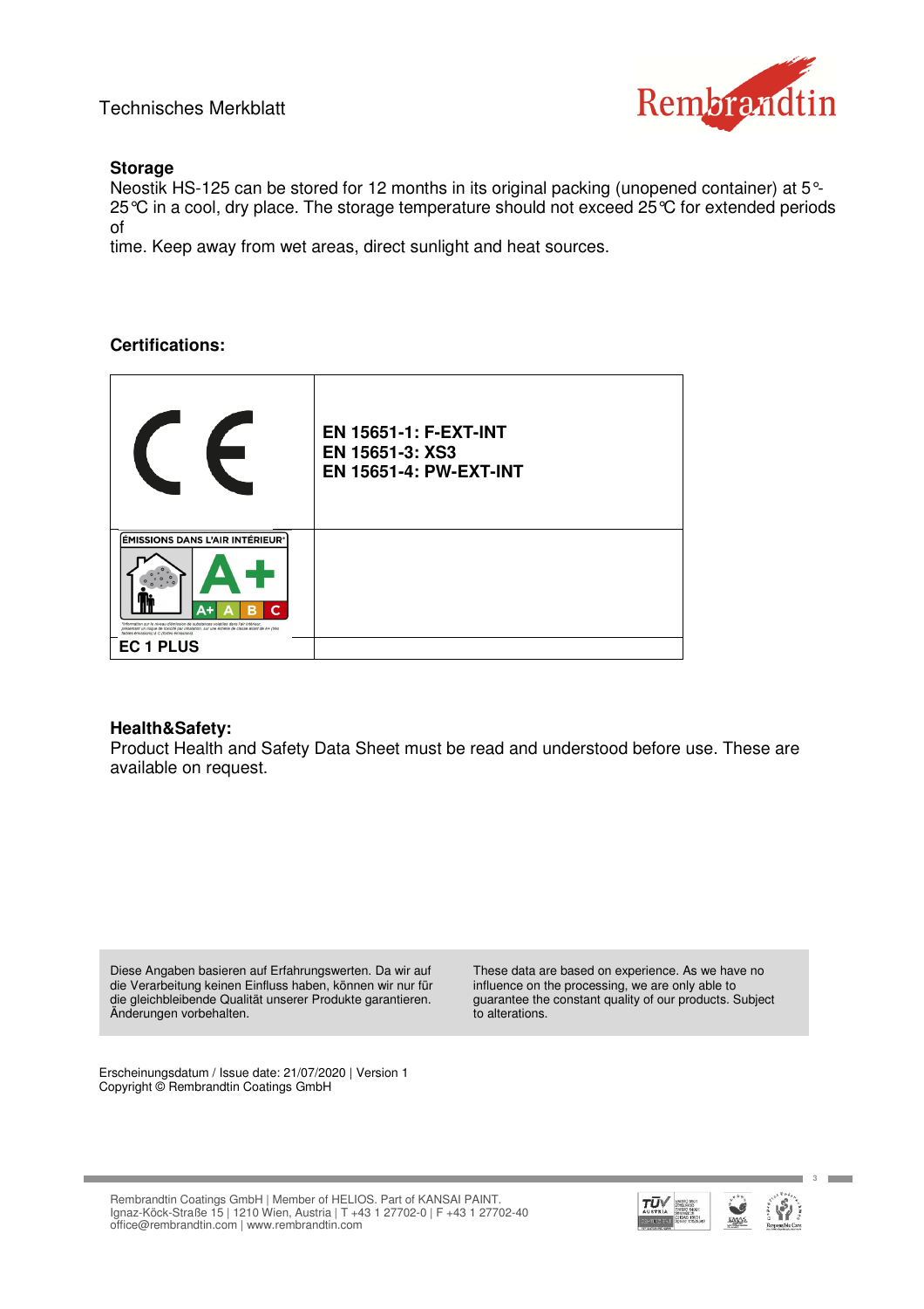## Storage

Neostik HS-125 can be stored for 12 months in its original packing (unopened container) at 5°-25°C in a cool, dry place. The storage temperature should not exceed 25°C for extended periods of time. Keep away from wet areas, direct sunlight and heat sources.

## Certifications:

| | |
|---|---|
| CE | **EN 15651-1: F-EXT-INT**<br>**EN 15651-3: XS3**<br>**EN 15651-4: PW-EXT-INT** |
| ÉMISSIONS DANS L'AIR INTÉRIEUR* A+ | |
| **EC 1 PLUS** | |

## Health&Safety:

Product Health and Safety Data Sheet must be read and understood before use. These are available on request.

Diese Angaben basieren auf Erfahrungswerten. Da wir auf die Verarbeitung keinen Einfluss haben, können wir nur für die gleichbleibende Qualität unserer Produkte garantieren. Änderungen vorbehalten.

These data are based on experience. As we have no influence on the processing, we are only able to guarantee the constant quality of our products. Subject to alterations.

Erscheinungsdatum / Issue date: 21/07/2020 | Version 1
Copyright © Rembrandtin Coatings GmbH

Rembrandtin Coatings GmbH | Member of HELIOS. Part of KANSAI PAINT.
Ignaz-Köck-Straße 15 | 1210 Wien, Austria | T +43 1 27702-0 | F +43 1 27702-40
office@rembrandtin.com | www.rembrandtin.com